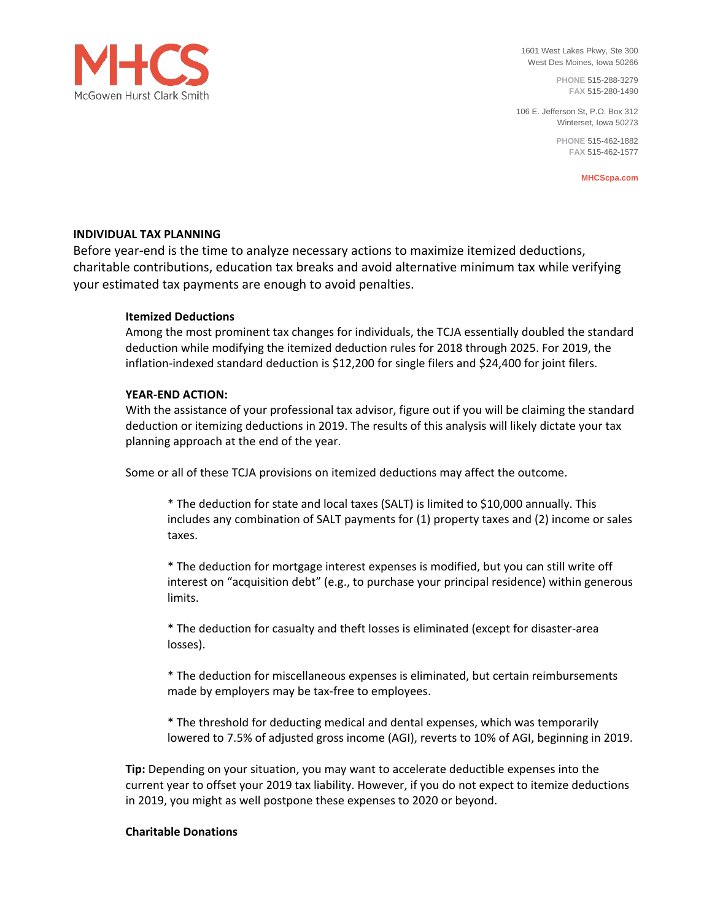MHCS
McGowen Hurst Clark Smith

1601 West Lakes Pkwy, Ste 300
West Des Moines, Iowa 50266

PHONE 515-288-3279
FAX 515-280-1490

106 E. Jefferson St, P.O. Box 312
Winterset, Iowa 50273

PHONE 515-462-1882
FAX 515-462-1577

MHCScpa.com

## INDIVIDUAL TAX PLANNING

Before year-end is the time to analyze necessary actions to maximize itemized deductions, charitable contributions, education tax breaks and avoid alternative minimum tax while verifying your estimated tax payments are enough to avoid penalties.

### Itemized Deductions

Among the most prominent tax changes for individuals, the TCJA essentially doubled the standard deduction while modifying the itemized deduction rules for 2018 through 2025. For 2019, the inflation-indexed standard deduction is $12,200 for single filers and $24,400 for joint filers.

**YEAR-END ACTION:**

With the assistance of your professional tax advisor, figure out if you will be claiming the standard deduction or itemizing deductions in 2019. The results of this analysis will likely dictate your tax planning approach at the end of the year.

Some or all of these TCJA provisions on itemized deductions may affect the outcome.

* The deduction for state and local taxes (SALT) is limited to $10,000 annually. This includes any combination of SALT payments for (1) property taxes and (2) income or sales taxes.

* The deduction for mortgage interest expenses is modified, but you can still write off interest on “acquisition debt” (e.g., to purchase your principal residence) within generous limits.

* The deduction for casualty and theft losses is eliminated (except for disaster-area losses).

* The deduction for miscellaneous expenses is eliminated, but certain reimbursements made by employers may be tax-free to employees.

* The threshold for deducting medical and dental expenses, which was temporarily lowered to 7.5% of adjusted gross income (AGI), reverts to 10% of AGI, beginning in 2019.

**Tip:** Depending on your situation, you may want to accelerate deductible expenses into the current year to offset your 2019 tax liability. However, if you do not expect to itemize deductions in 2019, you might as well postpone these expenses to 2020 or beyond.

### Charitable Donations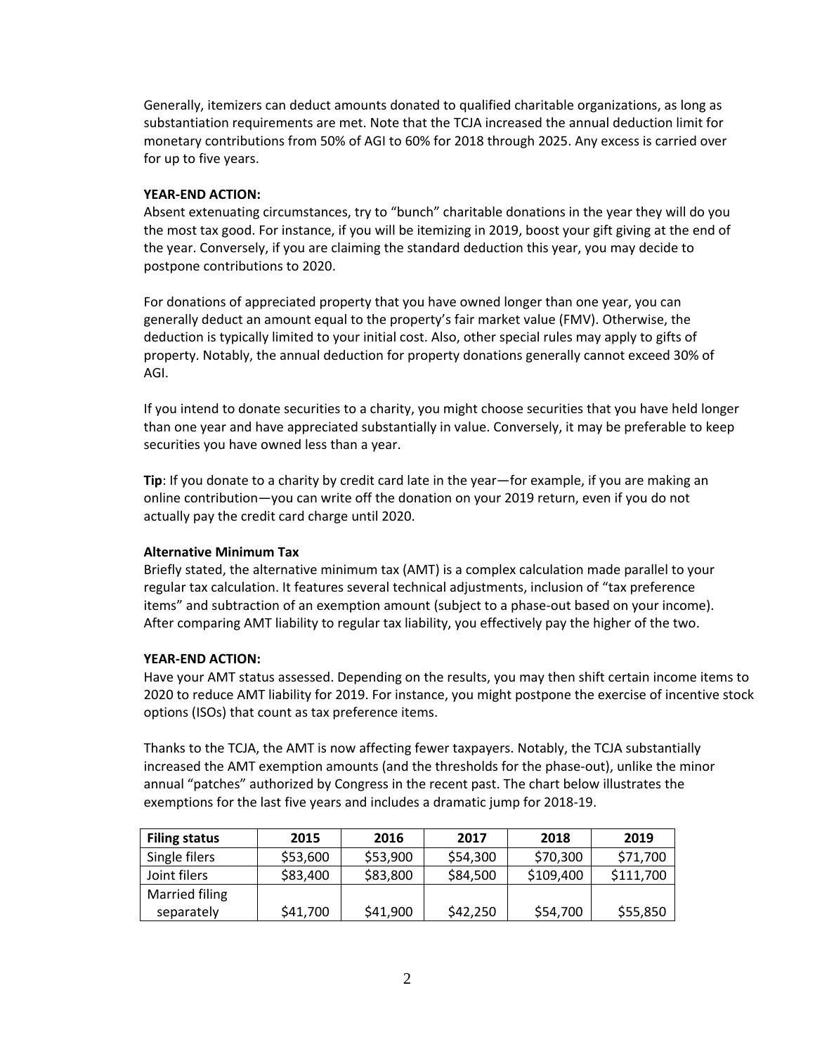Generally, itemizers can deduct amounts donated to qualified charitable organizations, as long as substantiation requirements are met. Note that the TCJA increased the annual deduction limit for monetary contributions from 50% of AGI to 60% for 2018 through 2025. Any excess is carried over for up to five years.

**YEAR-END ACTION:**
Absent extenuating circumstances, try to "bunch" charitable donations in the year they will do you the most tax good. For instance, if you will be itemizing in 2019, boost your gift giving at the end of the year. Conversely, if you are claiming the standard deduction this year, you may decide to postpone contributions to 2020.

For donations of appreciated property that you have owned longer than one year, you can generally deduct an amount equal to the property's fair market value (FMV). Otherwise, the deduction is typically limited to your initial cost. Also, other special rules may apply to gifts of property. Notably, the annual deduction for property donations generally cannot exceed 30% of AGI.

If you intend to donate securities to a charity, you might choose securities that you have held longer than one year and have appreciated substantially in value. Conversely, it may be preferable to keep securities you have owned less than a year.

**Tip**: If you donate to a charity by credit card late in the year—for example, if you are making an online contribution—you can write off the donation on your 2019 return, even if you do not actually pay the credit card charge until 2020.

**Alternative Minimum Tax**
Briefly stated, the alternative minimum tax (AMT) is a complex calculation made parallel to your regular tax calculation. It features several technical adjustments, inclusion of "tax preference items" and subtraction of an exemption amount (subject to a phase-out based on your income). After comparing AMT liability to regular tax liability, you effectively pay the higher of the two.

**YEAR-END ACTION:**
Have your AMT status assessed. Depending on the results, you may then shift certain income items to 2020 to reduce AMT liability for 2019. For instance, you might postpone the exercise of incentive stock options (ISOs) that count as tax preference items.

Thanks to the TCJA, the AMT is now affecting fewer taxpayers. Notably, the TCJA substantially increased the AMT exemption amounts (and the thresholds for the phase-out), unlike the minor annual "patches" authorized by Congress in the recent past. The chart below illustrates the exemptions for the last five years and includes a dramatic jump for 2018-19.

| Filing status | 2015 | 2016 | 2017 | 2018 | 2019 |
|---|---|---|---|---|---|
| Single filers | $53,600 | $53,900 | $54,300 | $70,300 | $71,700 |
| Joint filers | $83,400 | $83,800 | $84,500 | $109,400 | $111,700 |
| Married filing separately | $41,700 | $41,900 | $42,250 | $54,700 | $55,850 |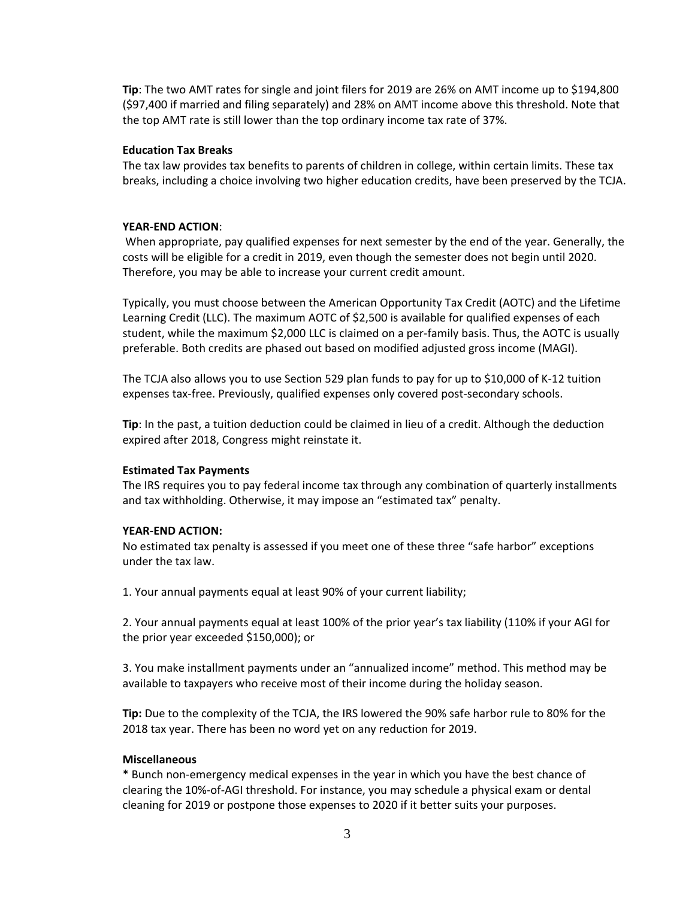**Tip**: The two AMT rates for single and joint filers for 2019 are 26% on AMT income up to $194,800 ($97,400 if married and filing separately) and 28% on AMT income above this threshold. Note that the top AMT rate is still lower than the top ordinary income tax rate of 37%.

**Education Tax Breaks**

The tax law provides tax benefits to parents of children in college, within certain limits. These tax breaks, including a choice involving two higher education credits, have been preserved by the TCJA.

**YEAR-END ACTION**:

When appropriate, pay qualified expenses for next semester by the end of the year. Generally, the costs will be eligible for a credit in 2019, even though the semester does not begin until 2020. Therefore, you may be able to increase your current credit amount.

Typically, you must choose between the American Opportunity Tax Credit (AOTC) and the Lifetime Learning Credit (LLC). The maximum AOTC of $2,500 is available for qualified expenses of each student, while the maximum $2,000 LLC is claimed on a per-family basis. Thus, the AOTC is usually preferable. Both credits are phased out based on modified adjusted gross income (MAGI).

The TCJA also allows you to use Section 529 plan funds to pay for up to $10,000 of K-12 tuition expenses tax-free. Previously, qualified expenses only covered post-secondary schools.

**Tip**: In the past, a tuition deduction could be claimed in lieu of a credit. Although the deduction expired after 2018, Congress might reinstate it.

**Estimated Tax Payments**

The IRS requires you to pay federal income tax through any combination of quarterly installments and tax withholding. Otherwise, it may impose an "estimated tax" penalty.

**YEAR-END ACTION:**

No estimated tax penalty is assessed if you meet one of these three "safe harbor" exceptions under the tax law.

1. Your annual payments equal at least 90% of your current liability;

2. Your annual payments equal at least 100% of the prior year's tax liability (110% if your AGI for the prior year exceeded $150,000); or

3. You make installment payments under an "annualized income" method. This method may be available to taxpayers who receive most of their income during the holiday season.

**Tip:** Due to the complexity of the TCJA, the IRS lowered the 90% safe harbor rule to 80% for the 2018 tax year. There has been no word yet on any reduction for 2019.

**Miscellaneous**

* Bunch non-emergency medical expenses in the year in which you have the best chance of clearing the 10%-of-AGI threshold. For instance, you may schedule a physical exam or dental cleaning for 2019 or postpone those expenses to 2020 if it better suits your purposes.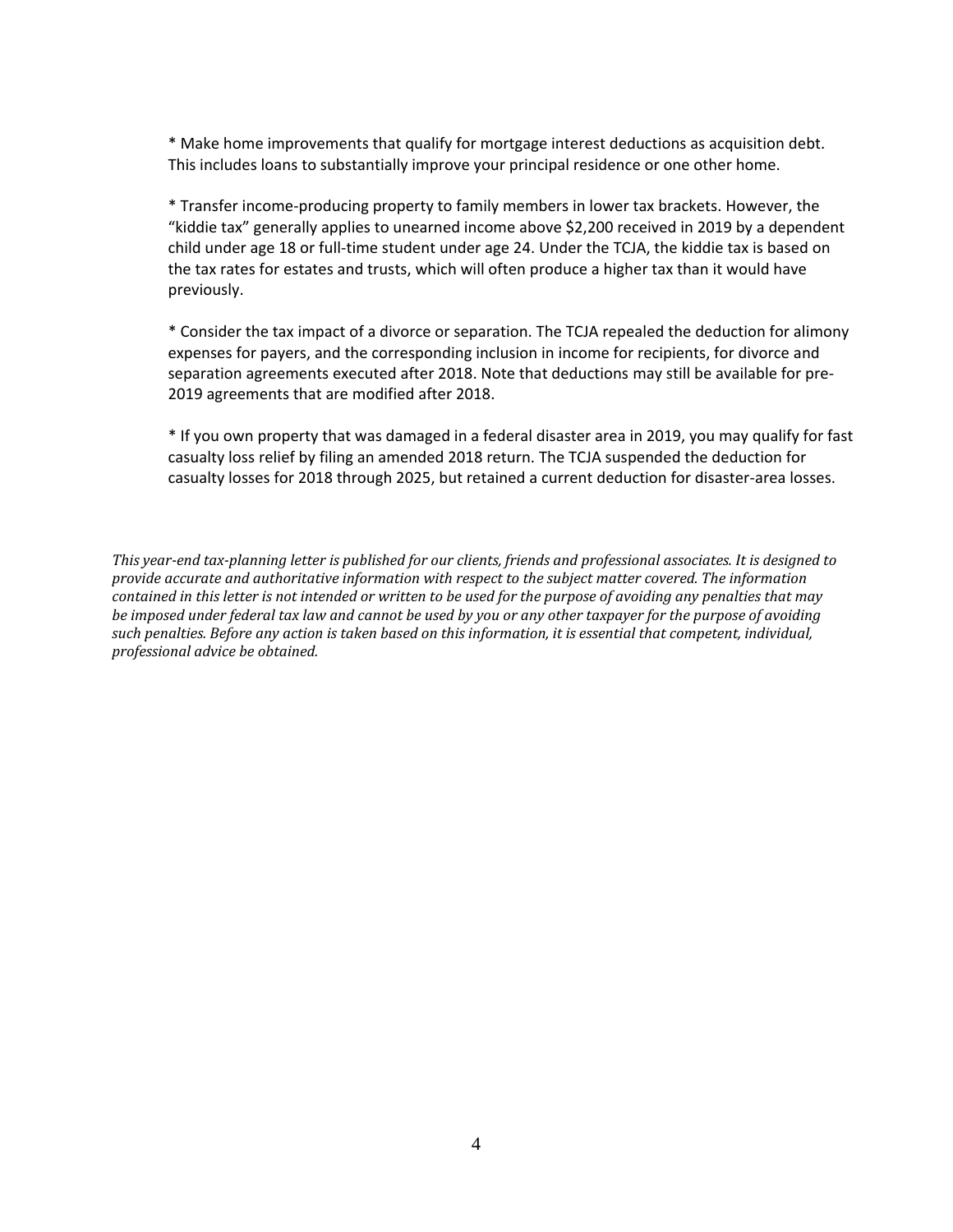* Make home improvements that qualify for mortgage interest deductions as acquisition debt. This includes loans to substantially improve your principal residence or one other home.

* Transfer income-producing property to family members in lower tax brackets. However, the "kiddie tax" generally applies to unearned income above $2,200 received in 2019 by a dependent child under age 18 or full-time student under age 24. Under the TCJA, the kiddie tax is based on the tax rates for estates and trusts, which will often produce a higher tax than it would have previously.

* Consider the tax impact of a divorce or separation. The TCJA repealed the deduction for alimony expenses for payers, and the corresponding inclusion in income for recipients, for divorce and separation agreements executed after 2018. Note that deductions may still be available for pre-2019 agreements that are modified after 2018.

* If you own property that was damaged in a federal disaster area in 2019, you may qualify for fast casualty loss relief by filing an amended 2018 return. The TCJA suspended the deduction for casualty losses for 2018 through 2025, but retained a current deduction for disaster-area losses.

*This year-end tax-planning letter is published for our clients, friends and professional associates. It is designed to provide accurate and authoritative information with respect to the subject matter covered. The information contained in this letter is not intended or written to be used for the purpose of avoiding any penalties that may be imposed under federal tax law and cannot be used by you or any other taxpayer for the purpose of avoiding such penalties. Before any action is taken based on this information, it is essential that competent, individual, professional advice be obtained.*